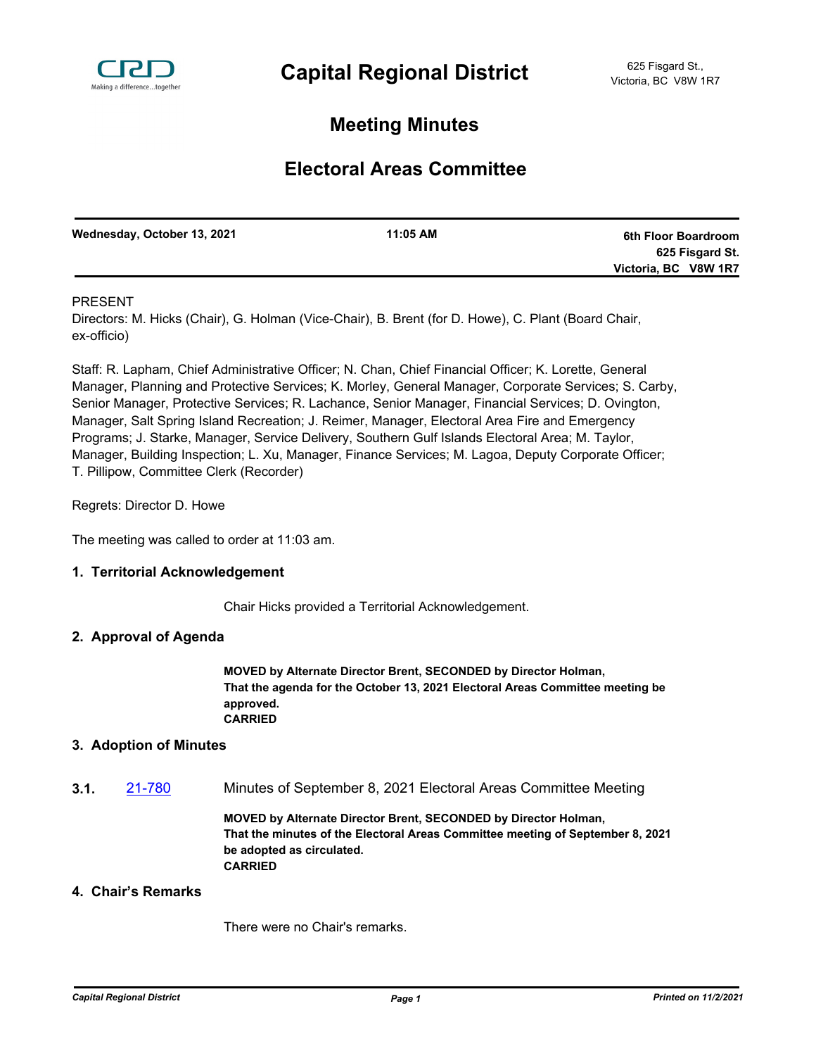# Capital Regional District

625 Fisgard St.,
Victoria, BC V8W 1R7

## Meeting Minutes

## Electoral Areas Committee

| Wednesday, October 13, 2021 | 11:05 AM | 6th Floor Boardroom<br>625 Fisgard St.<br>Victoria, BC V8W 1R7 |
|---|---|---|

PRESENT

Directors: M. Hicks (Chair), G. Holman (Vice-Chair), B. Brent (for D. Howe), C. Plant (Board Chair, ex-officio)

Staff: R. Lapham, Chief Administrative Officer; N. Chan, Chief Financial Officer; K. Lorette, General Manager, Planning and Protective Services; K. Morley, General Manager, Corporate Services; S. Carby, Senior Manager, Protective Services; R. Lachance, Senior Manager, Financial Services; D. Ovington, Manager, Salt Spring Island Recreation; J. Reimer, Manager, Electoral Area Fire and Emergency Programs; J. Starke, Manager, Service Delivery, Southern Gulf Islands Electoral Area; M. Taylor, Manager, Building Inspection; L. Xu, Manager, Finance Services; M. Lagoa, Deputy Corporate Officer; T. Pillipow, Committee Clerk (Recorder)

Regrets: Director D. Howe

The meeting was called to order at 11:03 am.

### 1. Territorial Acknowledgement

Chair Hicks provided a Territorial Acknowledgement.

### 2. Approval of Agenda

**MOVED by Alternate Director Brent, SECONDED by Director Holman,**
**That the agenda for the October 13, 2021 Electoral Areas Committee meeting be approved.**
**CARRIED**

### 3. Adoption of Minutes

**3.1.** 21-780 Minutes of September 8, 2021 Electoral Areas Committee Meeting

**MOVED by Alternate Director Brent, SECONDED by Director Holman,**
**That the minutes of the Electoral Areas Committee meeting of September 8, 2021 be adopted as circulated.**
**CARRIED**

### 4. Chair's Remarks

There were no Chair's remarks.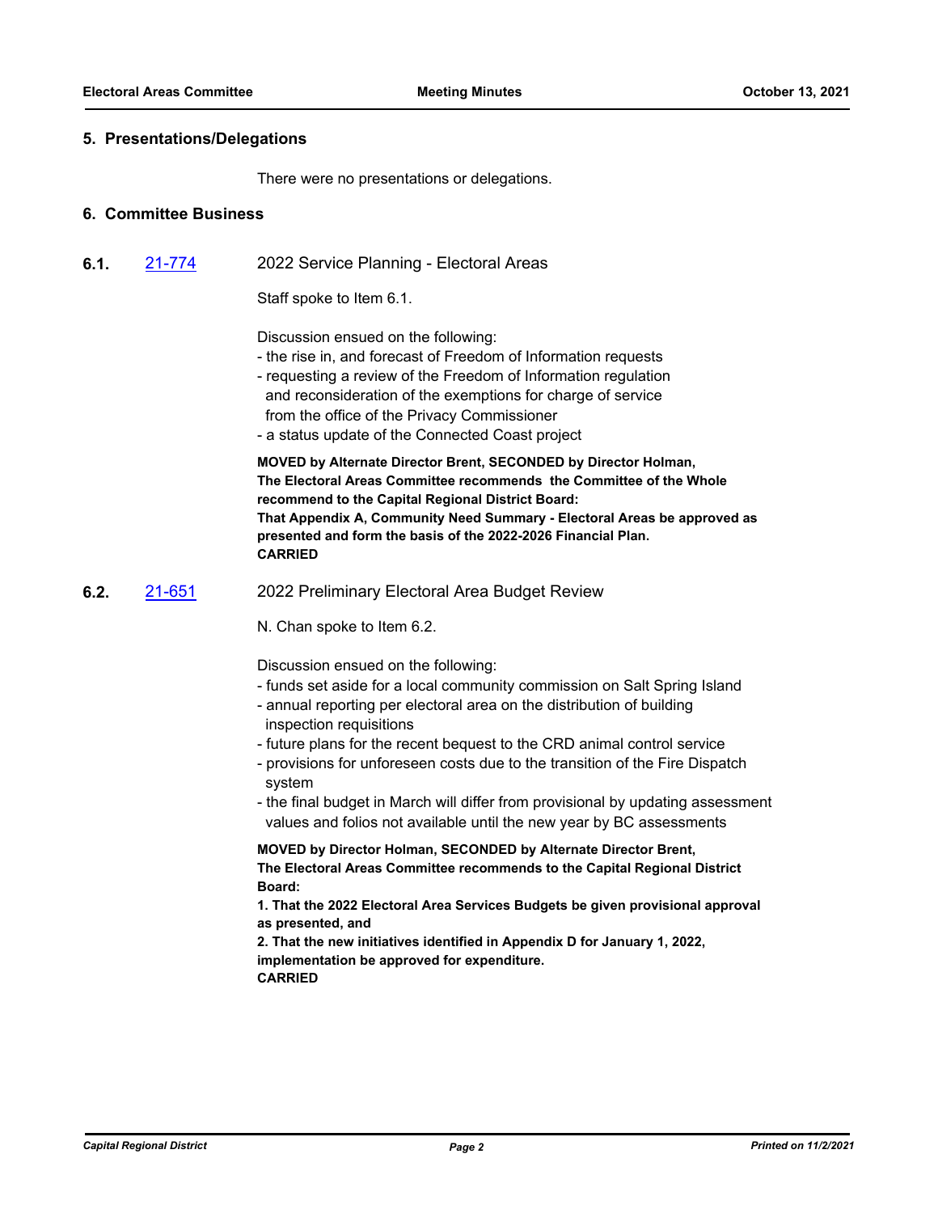## 5. Presentations/Delegations

There were no presentations or delegations.

## 6. Committee Business

**6.1.** 21-774 2022 Service Planning - Electoral Areas

Staff spoke to Item 6.1.

Discussion ensued on the following:
- the rise in, and forecast of Freedom of Information requests
- requesting a review of the Freedom of Information regulation and reconsideration of the exemptions for charge of service from the office of the Privacy Commissioner
- a status update of the Connected Coast project

**MOVED by Alternate Director Brent, SECONDED by Director Holman,**
**The Electoral Areas Committee recommends the Committee of the Whole recommend to the Capital Regional District Board:**
**That Appendix A, Community Need Summary - Electoral Areas be approved as presented and form the basis of the 2022-2026 Financial Plan.**
**CARRIED**

**6.2.** 21-651 2022 Preliminary Electoral Area Budget Review

N. Chan spoke to Item 6.2.

Discussion ensued on the following:
- funds set aside for a local community commission on Salt Spring Island
- annual reporting per electoral area on the distribution of building inspection requisitions
- future plans for the recent bequest to the CRD animal control service
- provisions for unforeseen costs due to the transition of the Fire Dispatch system
- the final budget in March will differ from provisional by updating assessment values and folios not available until the new year by BC assessments

**MOVED by Director Holman, SECONDED by Alternate Director Brent,**
**The Electoral Areas Committee recommends to the Capital Regional District Board:**
**1. That the 2022 Electoral Area Services Budgets be given provisional approval as presented, and**
**2. That the new initiatives identified in Appendix D for January 1, 2022, implementation be approved for expenditure.**
**CARRIED**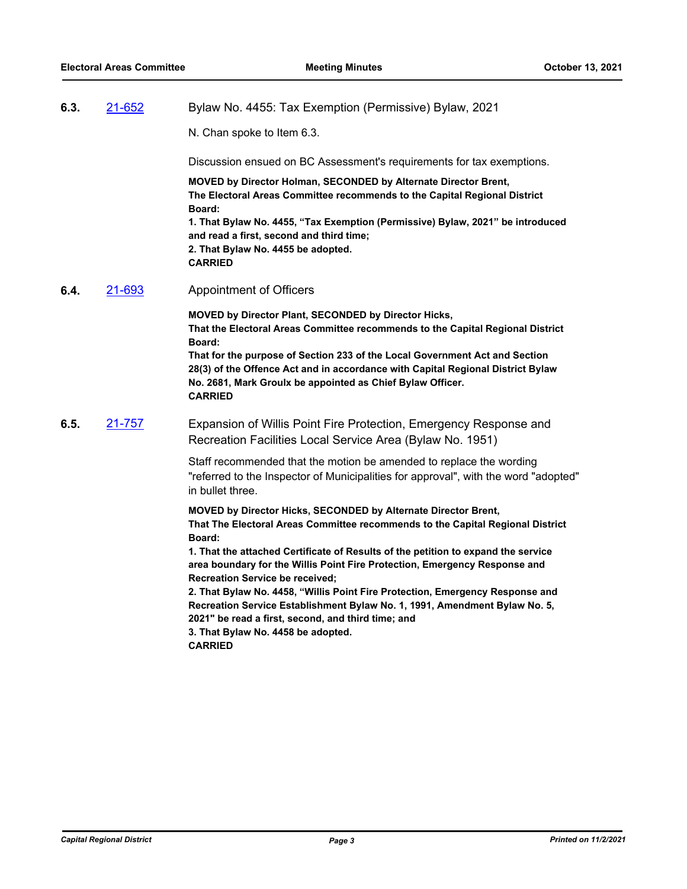**6.3.** 21-652 Bylaw No. 4455: Tax Exemption (Permissive) Bylaw, 2021

N. Chan spoke to Item 6.3.

Discussion ensued on BC Assessment's requirements for tax exemptions.

**MOVED by Director Holman, SECONDED by Alternate Director Brent,**
**The Electoral Areas Committee recommends to the Capital Regional District Board:**
**1. That Bylaw No. 4455, "Tax Exemption (Permissive) Bylaw, 2021" be introduced and read a first, second and third time;**
**2. That Bylaw No. 4455 be adopted.**
**CARRIED**

**6.4.** 21-693 Appointment of Officers

**MOVED by Director Plant, SECONDED by Director Hicks,**
**That the Electoral Areas Committee recommends to the Capital Regional District Board:**
**That for the purpose of Section 233 of the Local Government Act and Section 28(3) of the Offence Act and in accordance with Capital Regional District Bylaw No. 2681, Mark Groulx be appointed as Chief Bylaw Officer.**
**CARRIED**

**6.5.** 21-757 Expansion of Willis Point Fire Protection, Emergency Response and Recreation Facilities Local Service Area (Bylaw No. 1951)

Staff recommended that the motion be amended to replace the wording "referred to the Inspector of Municipalities for approval", with the word "adopted" in bullet three.

**MOVED by Director Hicks, SECONDED by Alternate Director Brent,**
**That The Electoral Areas Committee recommends to the Capital Regional District Board:**
**1. That the attached Certificate of Results of the petition to expand the service area boundary for the Willis Point Fire Protection, Emergency Response and Recreation Service be received;**
**2. That Bylaw No. 4458, "Willis Point Fire Protection, Emergency Response and Recreation Service Establishment Bylaw No. 1, 1991, Amendment Bylaw No. 5, 2021" be read a first, second, and third time; and**
**3. That Bylaw No. 4458 be adopted.**
**CARRIED**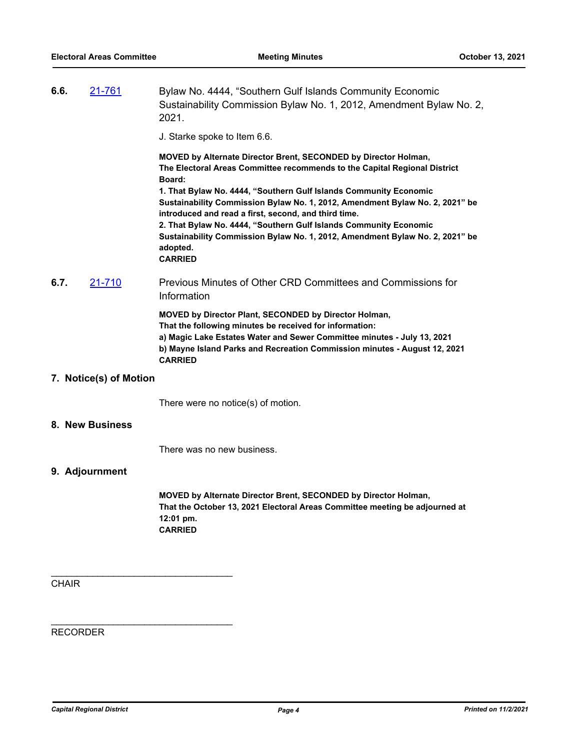**6.6.** 21-761 Bylaw No. 4444, "Southern Gulf Islands Community Economic Sustainability Commission Bylaw No. 1, 2012, Amendment Bylaw No. 2, 2021.

J. Starke spoke to Item 6.6.

**MOVED by Alternate Director Brent, SECONDED by Director Holman,**
**The Electoral Areas Committee recommends to the Capital Regional District Board:**
**1. That Bylaw No. 4444, "Southern Gulf Islands Community Economic Sustainability Commission Bylaw No. 1, 2012, Amendment Bylaw No. 2, 2021" be introduced and read a first, second, and third time.**
**2. That Bylaw No. 4444, "Southern Gulf Islands Community Economic Sustainability Commission Bylaw No. 1, 2012, Amendment Bylaw No. 2, 2021" be adopted.**
**CARRIED**

**6.7.** 21-710 Previous Minutes of Other CRD Committees and Commissions for Information

**MOVED by Director Plant, SECONDED by Director Holman,**
**That the following minutes be received for information:**
**a) Magic Lake Estates Water and Sewer Committee minutes - July 13, 2021**
**b) Mayne Island Parks and Recreation Commission minutes - August 12, 2021**
**CARRIED**

## 7. Notice(s) of Motion

There were no notice(s) of motion.

## 8. New Business

There was no new business.

## 9. Adjournment

**MOVED by Alternate Director Brent, SECONDED by Director Holman,**
**That the October 13, 2021 Electoral Areas Committee meeting be adjourned at 12:01 pm.**
**CARRIED**

___________________________________
CHAIR

___________________________________
RECORDER